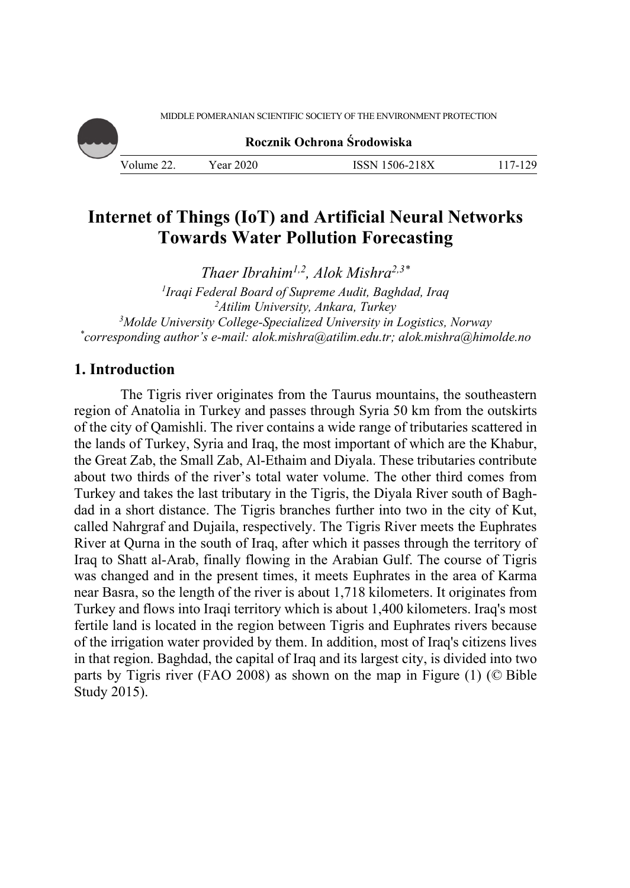# Internet of Things (IoT) and Artificial Neural Networks Towards Water Pollution Forecasting

*Thaer Ibrahim*[1,2], *Alok Mishra*[2,3*]

[1]*Iraqi Federal Board of Supreme Audit, Baghdad, Iraq*
[2]*Atilim University, Ankara, Turkey*
[3]*Molde University College-Specialized University in Logistics, Norway*
[*]*corresponding author's e-mail: alok.mishra@atilim.edu.tr; alok.mishra@himolde.no*

## 1. Introduction

The Tigris river originates from the Taurus mountains, the southeastern region of Anatolia in Turkey and passes through Syria 50 km from the outskirts of the city of Qamishli. The river contains a wide range of tributaries scattered in the lands of Turkey, Syria and Iraq, the most important of which are the Khabur, the Great Zab, the Small Zab, Al-Ethaim and Diyala. These tributaries contribute about two thirds of the river's total water volume. The other third comes from Turkey and takes the last tributary in the Tigris, the Diyala River south of Baghdad in a short distance. The Tigris branches further into two in the city of Kut, called Nahrgraf and Dujaila, respectively. The Tigris River meets the Euphrates River at Qurna in the south of Iraq, after which it passes through the territory of Iraq to Shatt al-Arab, finally flowing in the Arabian Gulf. The course of Tigris was changed and in the present times, it meets Euphrates in the area of Karma near Basra, so the length of the river is about 1,718 kilometers. It originates from Turkey and flows into Iraqi territory which is about 1,400 kilometers. Iraq's most fertile land is located in the region between Tigris and Euphrates rivers because of the irrigation water provided by them. In addition, most of Iraq's citizens lives in that region. Baghdad, the capital of Iraq and its largest city, is divided into two parts by Tigris river (FAO 2008) as shown on the map in Figure (1) (© Bible Study 2015).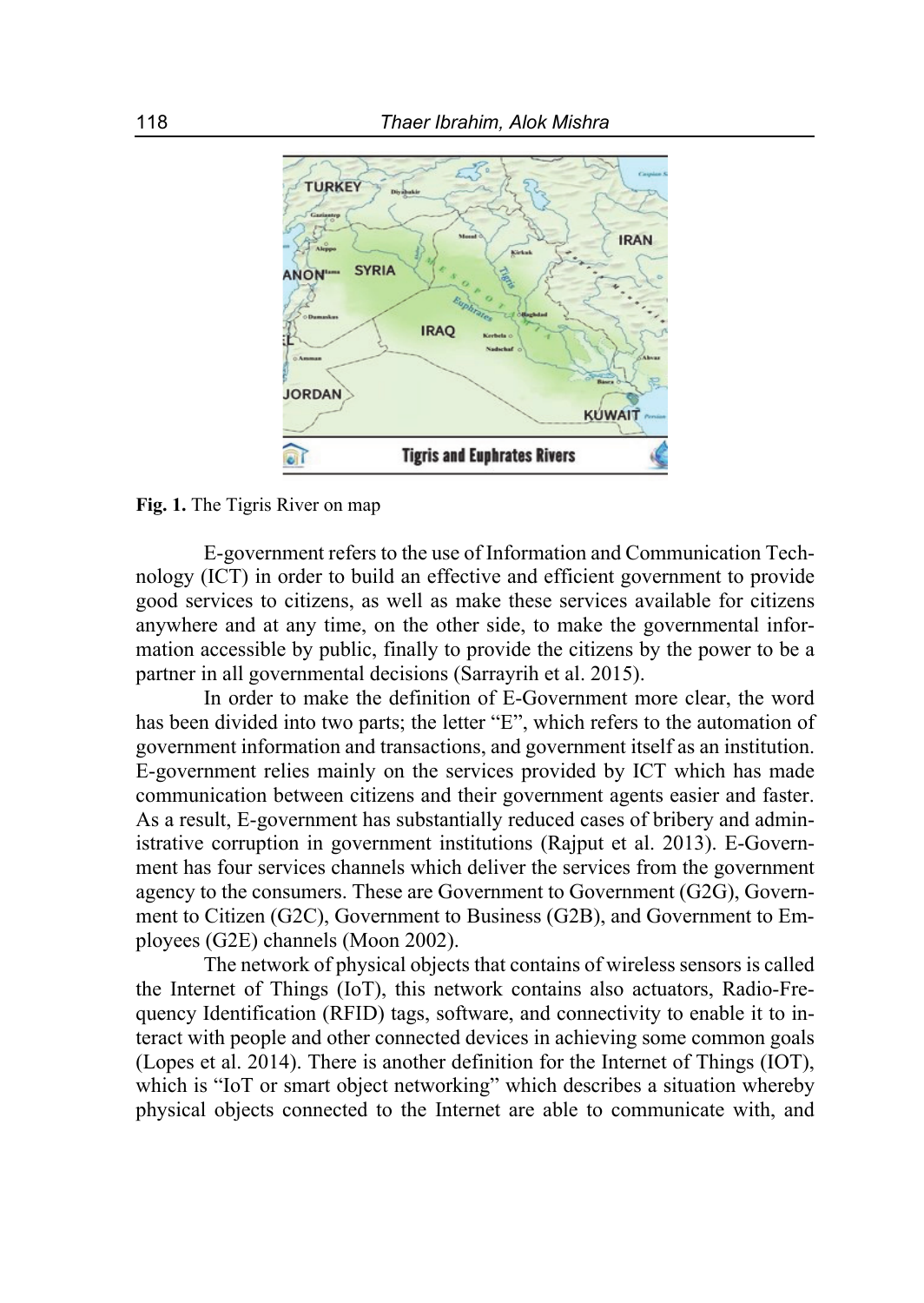**Fig. 1.** The Tigris River on map

E-government refers to the use of Information and Communication Technology (ICT) in order to build an effective and efficient government to provide good services to citizens, as well as make these services available for citizens anywhere and at any time, on the other side, to make the governmental information accessible by public, finally to provide the citizens by the power to be a partner in all governmental decisions (Sarrayrih et al. 2015).

In order to make the definition of E-Government more clear, the word has been divided into two parts; the letter "E", which refers to the automation of government information and transactions, and government itself as an institution. E-government relies mainly on the services provided by ICT which has made communication between citizens and their government agents easier and faster. As a result, E-government has substantially reduced cases of bribery and administrative corruption in government institutions (Rajput et al. 2013). E-Government has four services channels which deliver the services from the government agency to the consumers. These are Government to Government (G2G), Government to Citizen (G2C), Government to Business (G2B), and Government to Employees (G2E) channels (Moon 2002).

The network of physical objects that contains of wireless sensors is called the Internet of Things (IoT), this network contains also actuators, Radio-Frequency Identification (RFID) tags, software, and connectivity to enable it to interact with people and other connected devices in achieving some common goals (Lopes et al. 2014). There is another definition for the Internet of Things (IOT), which is "IoT or smart object networking" which describes a situation whereby physical objects connected to the Internet are able to communicate with, and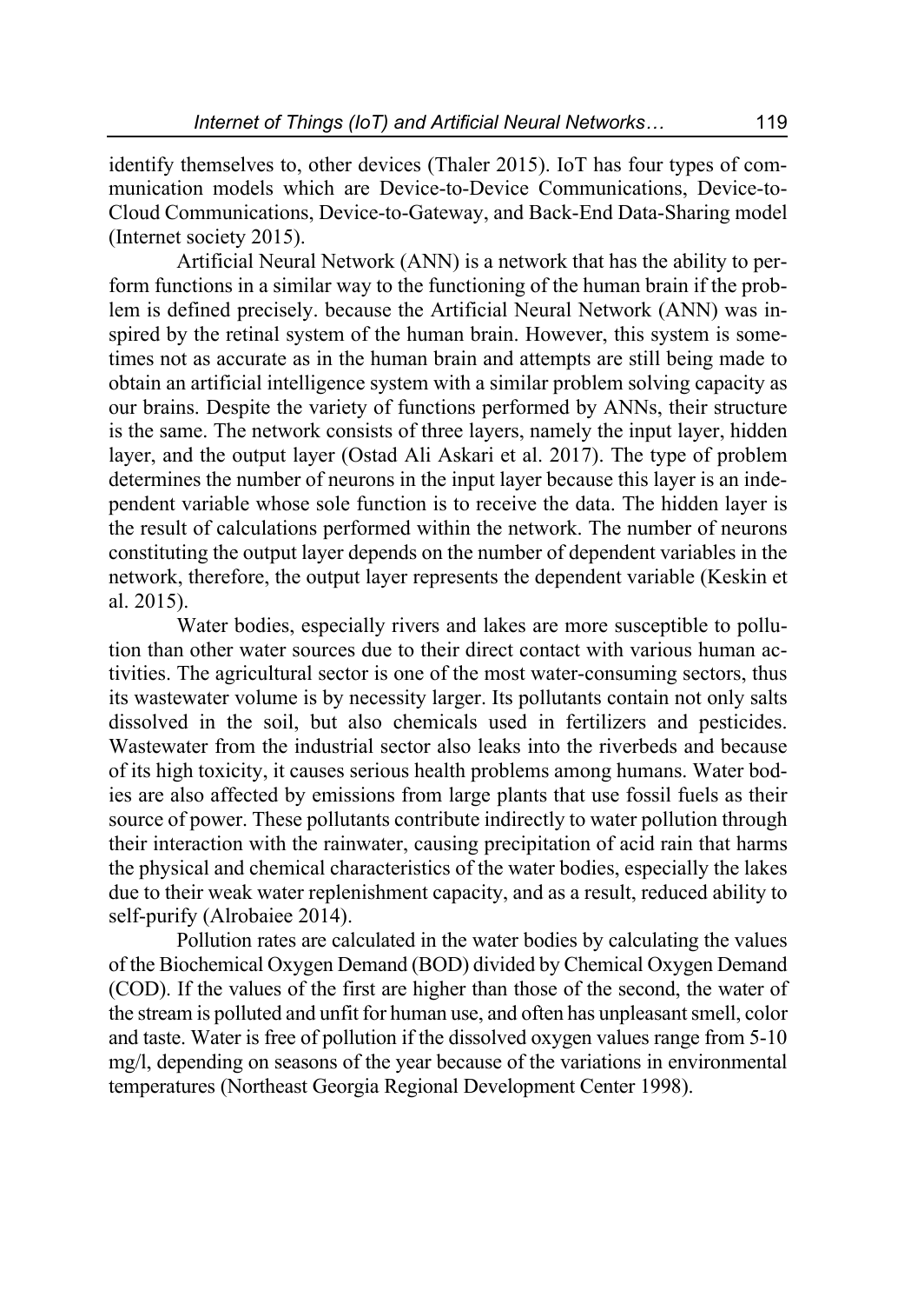identify themselves to, other devices (Thaler 2015). IoT has four types of communication models which are Device-to-Device Communications, Device-to-Cloud Communications, Device-to-Gateway, and Back-End Data-Sharing model (Internet society 2015).

Artificial Neural Network (ANN) is a network that has the ability to perform functions in a similar way to the functioning of the human brain if the problem is defined precisely. because the Artificial Neural Network (ANN) was inspired by the retinal system of the human brain. However, this system is sometimes not as accurate as in the human brain and attempts are still being made to obtain an artificial intelligence system with a similar problem solving capacity as our brains. Despite the variety of functions performed by ANNs, their structure is the same. The network consists of three layers, namely the input layer, hidden layer, and the output layer (Ostad Ali Askari et al. 2017). The type of problem determines the number of neurons in the input layer because this layer is an independent variable whose sole function is to receive the data. The hidden layer is the result of calculations performed within the network. The number of neurons constituting the output layer depends on the number of dependent variables in the network, therefore, the output layer represents the dependent variable (Keskin et al. 2015).

Water bodies, especially rivers and lakes are more susceptible to pollution than other water sources due to their direct contact with various human activities. The agricultural sector is one of the most water-consuming sectors, thus its wastewater volume is by necessity larger. Its pollutants contain not only salts dissolved in the soil, but also chemicals used in fertilizers and pesticides. Wastewater from the industrial sector also leaks into the riverbeds and because of its high toxicity, it causes serious health problems among humans. Water bodies are also affected by emissions from large plants that use fossil fuels as their source of power. These pollutants contribute indirectly to water pollution through their interaction with the rainwater, causing precipitation of acid rain that harms the physical and chemical characteristics of the water bodies, especially the lakes due to their weak water replenishment capacity, and as a result, reduced ability to self-purify (Alrobaiee 2014).

Pollution rates are calculated in the water bodies by calculating the values of the Biochemical Oxygen Demand (BOD) divided by Chemical Oxygen Demand (COD). If the values of the first are higher than those of the second, the water of the stream is polluted and unfit for human use, and often has unpleasant smell, color and taste. Water is free of pollution if the dissolved oxygen values range from 5-10 mg/l, depending on seasons of the year because of the variations in environmental temperatures (Northeast Georgia Regional Development Center 1998).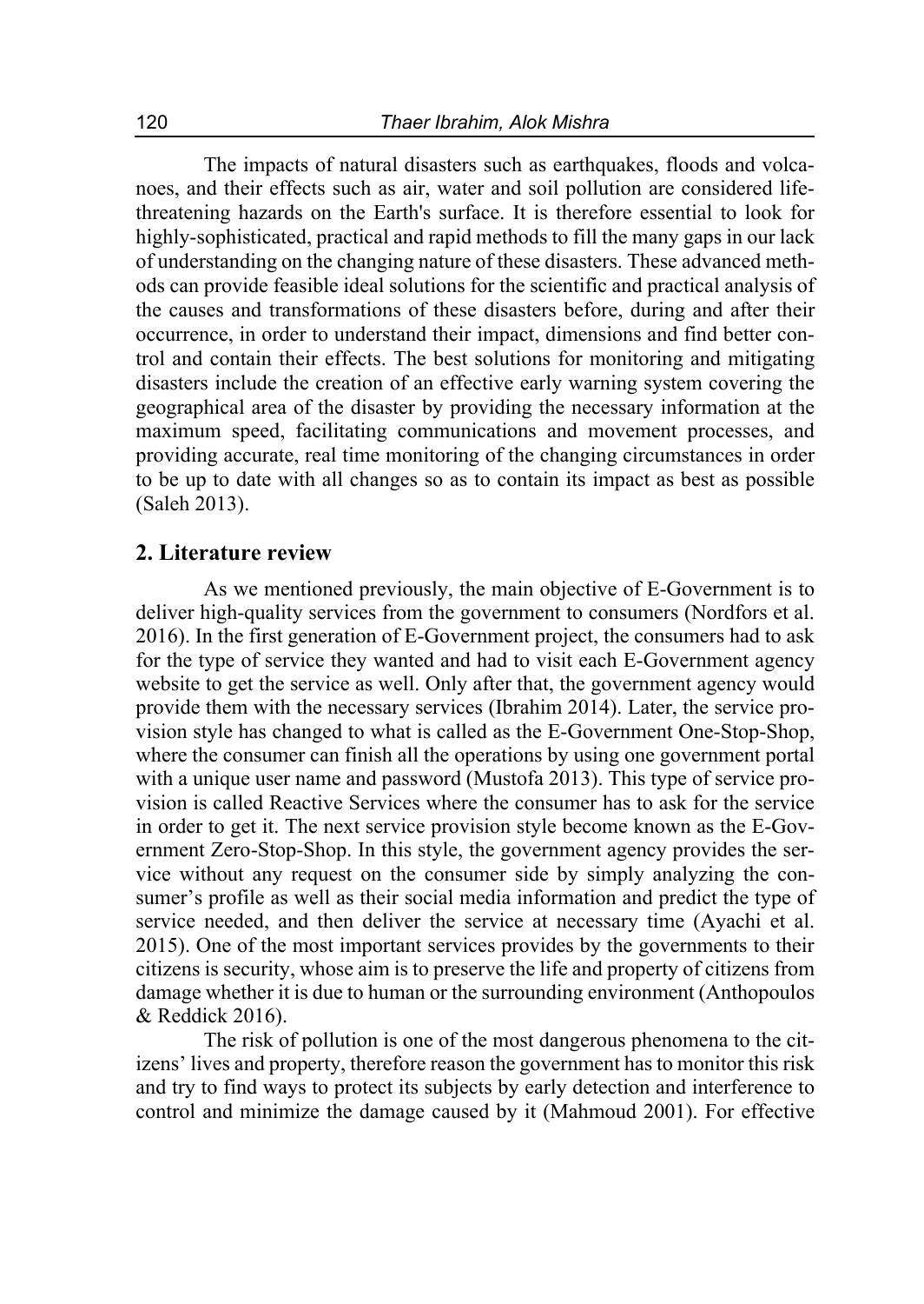The impacts of natural disasters such as earthquakes, floods and volcanoes, and their effects such as air, water and soil pollution are considered life-threatening hazards on the Earth's surface. It is therefore essential to look for highly-sophisticated, practical and rapid methods to fill the many gaps in our lack of understanding on the changing nature of these disasters. These advanced methods can provide feasible ideal solutions for the scientific and practical analysis of the causes and transformations of these disasters before, during and after their occurrence, in order to understand their impact, dimensions and find better control and contain their effects. The best solutions for monitoring and mitigating disasters include the creation of an effective early warning system covering the geographical area of the disaster by providing the necessary information at the maximum speed, facilitating communications and movement processes, and providing accurate, real time monitoring of the changing circumstances in order to be up to date with all changes so as to contain its impact as best as possible (Saleh 2013).

## 2. Literature review

As we mentioned previously, the main objective of E-Government is to deliver high-quality services from the government to consumers (Nordfors et al. 2016). In the first generation of E-Government project, the consumers had to ask for the type of service they wanted and had to visit each E-Government agency website to get the service as well. Only after that, the government agency would provide them with the necessary services (Ibrahim 2014). Later, the service provision style has changed to what is called as the E-Government One-Stop-Shop, where the consumer can finish all the operations by using one government portal with a unique user name and password (Mustofa 2013). This type of service provision is called Reactive Services where the consumer has to ask for the service in order to get it. The next service provision style become known as the E-Government Zero-Stop-Shop. In this style, the government agency provides the service without any request on the consumer side by simply analyzing the consumer's profile as well as their social media information and predict the type of service needed, and then deliver the service at necessary time (Ayachi et al. 2015). One of the most important services provides by the governments to their citizens is security, whose aim is to preserve the life and property of citizens from damage whether it is due to human or the surrounding environment (Anthopoulos & Reddick 2016).

The risk of pollution is one of the most dangerous phenomena to the citizens' lives and property, therefore reason the government has to monitor this risk and try to find ways to protect its subjects by early detection and interference to control and minimize the damage caused by it (Mahmoud 2001). For effective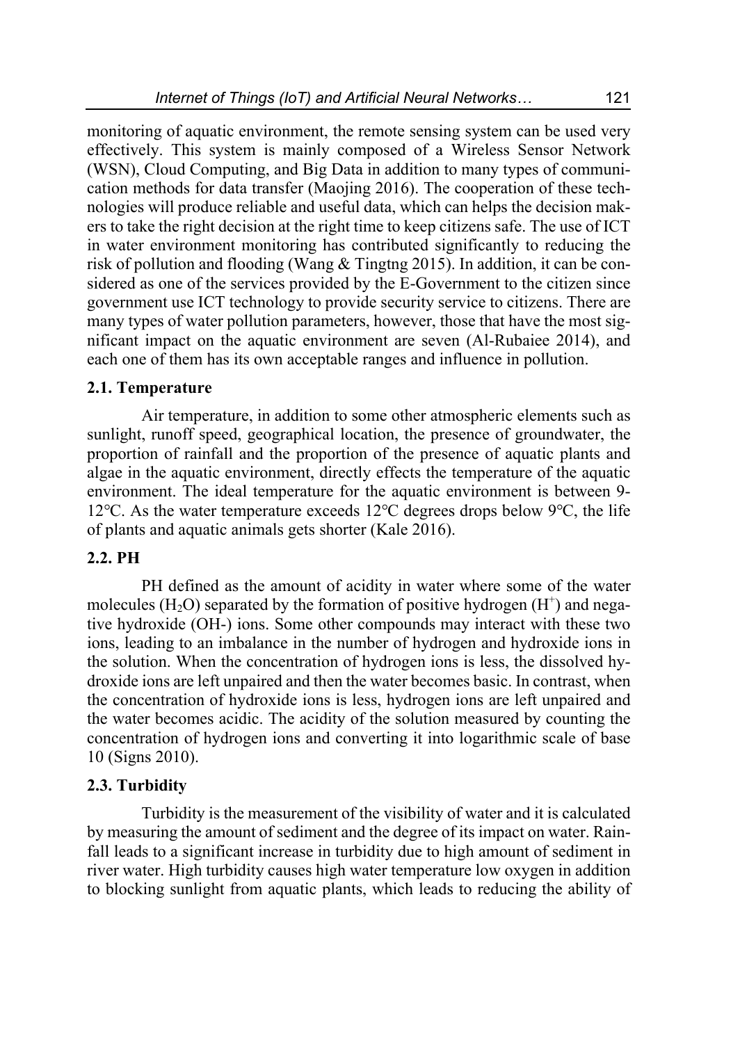monitoring of aquatic environment, the remote sensing system can be used very effectively. This system is mainly composed of a Wireless Sensor Network (WSN), Cloud Computing, and Big Data in addition to many types of communication methods for data transfer (Maojing 2016). The cooperation of these technologies will produce reliable and useful data, which can helps the decision makers to take the right decision at the right time to keep citizens safe. The use of ICT in water environment monitoring has contributed significantly to reducing the risk of pollution and flooding (Wang & Tingtng 2015). In addition, it can be considered as one of the services provided by the E-Government to the citizen since government use ICT technology to provide security service to citizens. There are many types of water pollution parameters, however, those that have the most significant impact on the aquatic environment are seven (Al-Rubaiee 2014), and each one of them has its own acceptable ranges and influence in pollution.

### 2.1. Temperature

Air temperature, in addition to some other atmospheric elements such as sunlight, runoff speed, geographical location, the presence of groundwater, the proportion of rainfall and the proportion of the presence of aquatic plants and algae in the aquatic environment, directly effects the temperature of the aquatic environment. The ideal temperature for the aquatic environment is between 9-12°C. As the water temperature exceeds 12°C degrees drops below 9°C, the life of plants and aquatic animals gets shorter (Kale 2016).

### 2.2. PH

PH defined as the amount of acidity in water where some of the water molecules ($H_2O$) separated by the formation of positive hydrogen ($H^+$) and negative hydroxide (OH-) ions. Some other compounds may interact with these two ions, leading to an imbalance in the number of hydrogen and hydroxide ions in the solution. When the concentration of hydrogen ions is less, the dissolved hydroxide ions are left unpaired and then the water becomes basic. In contrast, when the concentration of hydroxide ions is less, hydrogen ions are left unpaired and the water becomes acidic. The acidity of the solution measured by counting the concentration of hydrogen ions and converting it into logarithmic scale of base 10 (Signs 2010).

### 2.3. Turbidity

Turbidity is the measurement of the visibility of water and it is calculated by measuring the amount of sediment and the degree of its impact on water. Rainfall leads to a significant increase in turbidity due to high amount of sediment in river water. High turbidity causes high water temperature low oxygen in addition to blocking sunlight from aquatic plants, which leads to reducing the ability of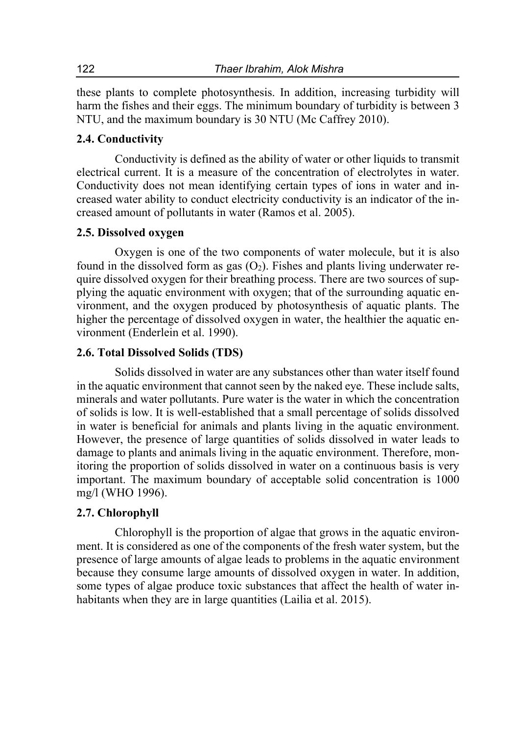these plants to complete photosynthesis. In addition, increasing turbidity will harm the fishes and their eggs. The minimum boundary of turbidity is between 3 NTU, and the maximum boundary is 30 NTU (Mc Caffrey 2010).

### 2.4. Conductivity

Conductivity is defined as the ability of water or other liquids to transmit electrical current. It is a measure of the concentration of electrolytes in water. Conductivity does not mean identifying certain types of ions in water and increased water ability to conduct electricity conductivity is an indicator of the increased amount of pollutants in water (Ramos et al. 2005).

### 2.5. Dissolved oxygen

Oxygen is one of the two components of water molecule, but it is also found in the dissolved form as gas ($O_2$). Fishes and plants living underwater require dissolved oxygen for their breathing process. There are two sources of supplying the aquatic environment with oxygen; that of the surrounding aquatic environment, and the oxygen produced by photosynthesis of aquatic plants. The higher the percentage of dissolved oxygen in water, the healthier the aquatic environment (Enderlein et al. 1990).

### 2.6. Total Dissolved Solids (TDS)

Solids dissolved in water are any substances other than water itself found in the aquatic environment that cannot seen by the naked eye. These include salts, minerals and water pollutants. Pure water is the water in which the concentration of solids is low. It is well-established that a small percentage of solids dissolved in water is beneficial for animals and plants living in the aquatic environment. However, the presence of large quantities of solids dissolved in water leads to damage to plants and animals living in the aquatic environment. Therefore, monitoring the proportion of solids dissolved in water on a continuous basis is very important. The maximum boundary of acceptable solid concentration is 1000 mg/l (WHO 1996).

### 2.7. Chlorophyll

Chlorophyll is the proportion of algae that grows in the aquatic environment. It is considered as one of the components of the fresh water system, but the presence of large amounts of algae leads to problems in the aquatic environment because they consume large amounts of dissolved oxygen in water. In addition, some types of algae produce toxic substances that affect the health of water inhabitants when they are in large quantities (Lailia et al. 2015).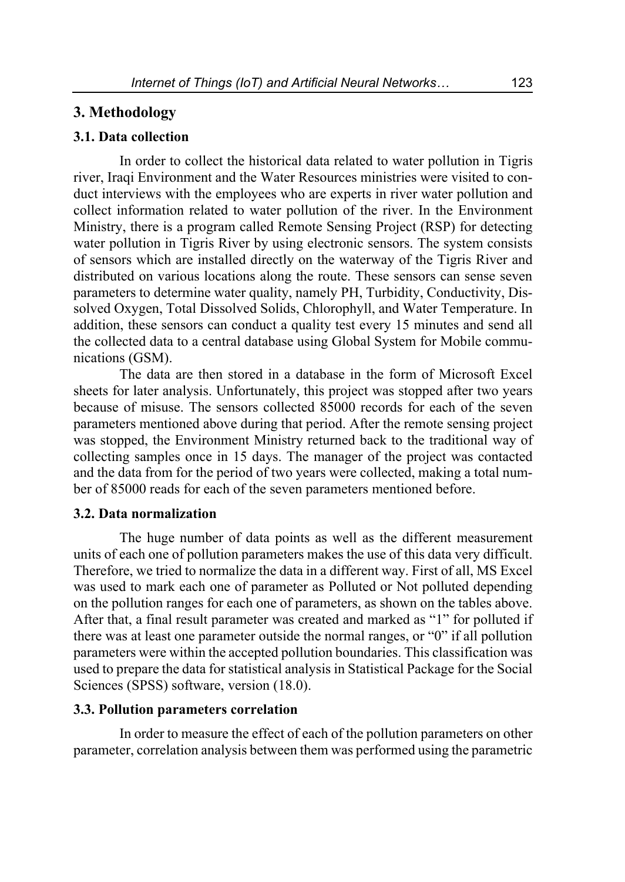## 3. Methodology

### 3.1. Data collection

In order to collect the historical data related to water pollution in Tigris river, Iraqi Environment and the Water Resources ministries were visited to conduct interviews with the employees who are experts in river water pollution and collect information related to water pollution of the river. In the Environment Ministry, there is a program called Remote Sensing Project (RSP) for detecting water pollution in Tigris River by using electronic sensors. The system consists of sensors which are installed directly on the waterway of the Tigris River and distributed on various locations along the route. These sensors can sense seven parameters to determine water quality, namely PH, Turbidity, Conductivity, Dissolved Oxygen, Total Dissolved Solids, Chlorophyll, and Water Temperature. In addition, these sensors can conduct a quality test every 15 minutes and send all the collected data to a central database using Global System for Mobile communications (GSM).

The data are then stored in a database in the form of Microsoft Excel sheets for later analysis. Unfortunately, this project was stopped after two years because of misuse. The sensors collected 85000 records for each of the seven parameters mentioned above during that period. After the remote sensing project was stopped, the Environment Ministry returned back to the traditional way of collecting samples once in 15 days. The manager of the project was contacted and the data from for the period of two years were collected, making a total number of 85000 reads for each of the seven parameters mentioned before.

### 3.2. Data normalization

The huge number of data points as well as the different measurement units of each one of pollution parameters makes the use of this data very difficult. Therefore, we tried to normalize the data in a different way. First of all, MS Excel was used to mark each one of parameter as Polluted or Not polluted depending on the pollution ranges for each one of parameters, as shown on the tables above. After that, a final result parameter was created and marked as "1" for polluted if there was at least one parameter outside the normal ranges, or "0" if all pollution parameters were within the accepted pollution boundaries. This classification was used to prepare the data for statistical analysis in Statistical Package for the Social Sciences (SPSS) software, version (18.0).

### 3.3. Pollution parameters correlation

In order to measure the effect of each of the pollution parameters on other parameter, correlation analysis between them was performed using the parametric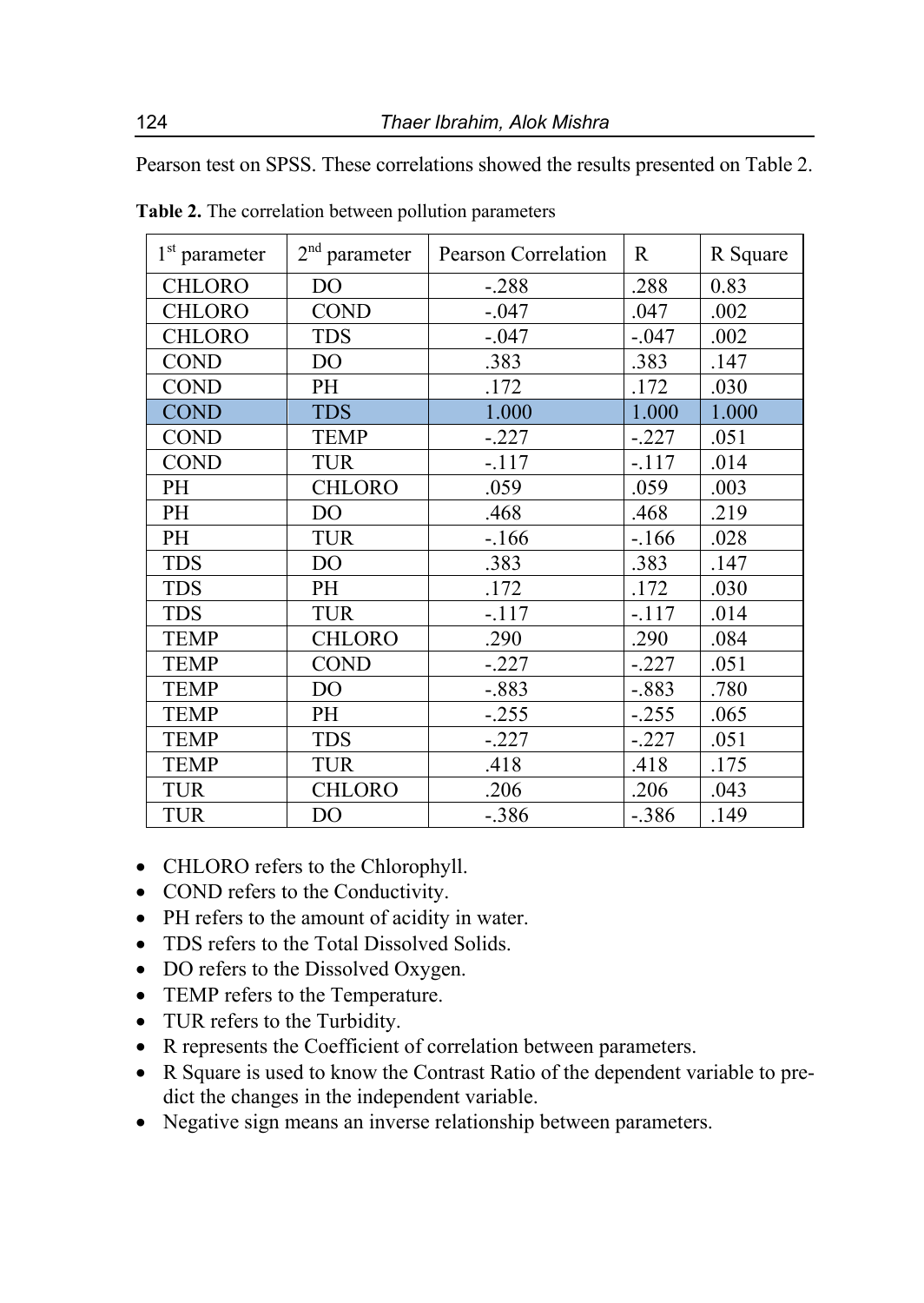Pearson test on SPSS. These correlations showed the results presented on Table 2.

**Table 2.** The correlation between pollution parameters

| 1[st] parameter | 2[nd] parameter | Pearson Correlation | R | R Square |
|---|---|---|---|---|
| CHLORO | DO | -.288 | .288 | 0.83 |
| CHLORO | COND | -.047 | .047 | .002 |
| CHLORO | TDS | -.047 | -.047 | .002 |
| COND | DO | .383 | .383 | .147 |
| COND | PH | .172 | .172 | .030 |
| COND | TDS | 1.000 | 1.000 | 1.000 |
| COND | TEMP | -.227 | -.227 | .051 |
| COND | TUR | -.117 | -.117 | .014 |
| PH | CHLORO | .059 | .059 | .003 |
| PH | DO | .468 | .468 | .219 |
| PH | TUR | -.166 | -.166 | .028 |
| TDS | DO | .383 | .383 | .147 |
| TDS | PH | .172 | .172 | .030 |
| TDS | TUR | -.117 | -.117 | .014 |
| TEMP | CHLORO | .290 | .290 | .084 |
| TEMP | COND | -.227 | -.227 | .051 |
| TEMP | DO | -.883 | -.883 | .780 |
| TEMP | PH | -.255 | -.255 | .065 |
| TEMP | TDS | -.227 | -.227 | .051 |
| TEMP | TUR | .418 | .418 | .175 |
| TUR | CHLORO | .206 | .206 | .043 |
| TUR | DO | -.386 | -.386 | .149 |

- CHLORO refers to the Chlorophyll.
- COND refers to the Conductivity.
- PH refers to the amount of acidity in water.
- TDS refers to the Total Dissolved Solids.
- DO refers to the Dissolved Oxygen.
- TEMP refers to the Temperature.
- TUR refers to the Turbidity.
- R represents the Coefficient of correlation between parameters.
- R Square is used to know the Contrast Ratio of the dependent variable to predict the changes in the independent variable.
- Negative sign means an inverse relationship between parameters.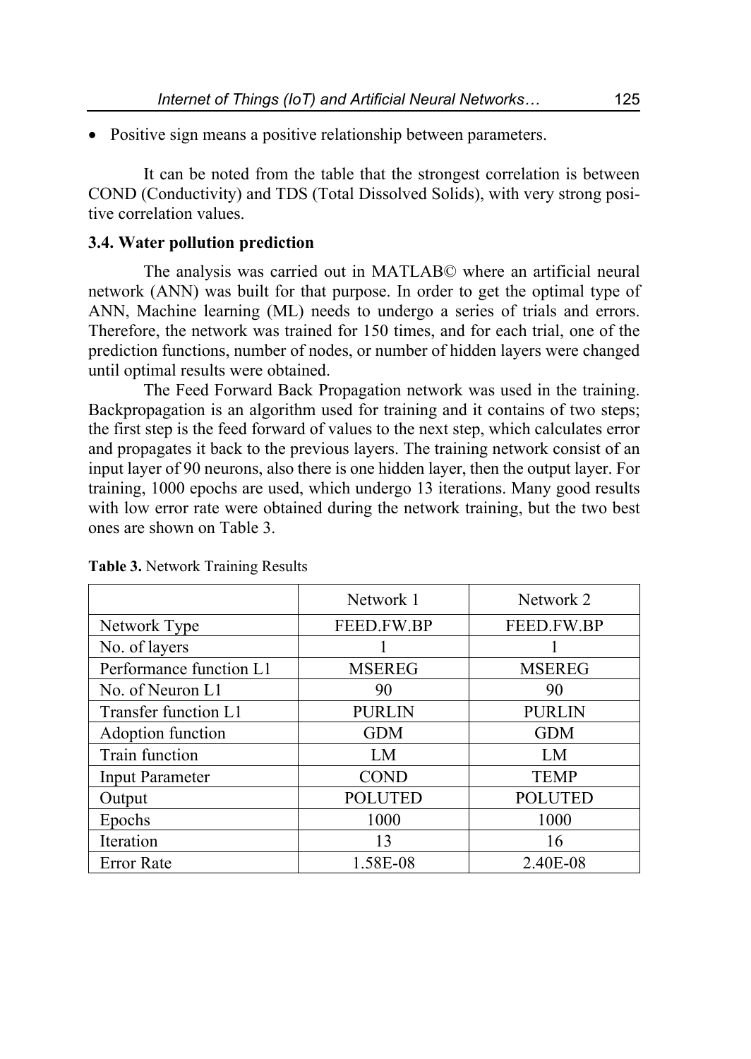- Positive sign means a positive relationship between parameters.

It can be noted from the table that the strongest correlation is between COND (Conductivity) and TDS (Total Dissolved Solids), with very strong positive correlation values.

### 3.4. Water pollution prediction

The analysis was carried out in MATLAB© where an artificial neural network (ANN) was built for that purpose. In order to get the optimal type of ANN, Machine learning (ML) needs to undergo a series of trials and errors. Therefore, the network was trained for 150 times, and for each trial, one of the prediction functions, number of nodes, or number of hidden layers were changed until optimal results were obtained.

The Feed Forward Back Propagation network was used in the training. Backpropagation is an algorithm used for training and it contains of two steps; the first step is the feed forward of values to the next step, which calculates error and propagates it back to the previous layers. The training network consist of an input layer of 90 neurons, also there is one hidden layer, then the output layer. For training, 1000 epochs are used, which undergo 13 iterations. Many good results with low error rate were obtained during the network training, but the two best ones are shown on Table 3.

**Table 3.** Network Training Results

| | Network 1 | Network 2 |
|---|---|---|
| Network Type | FEED.FW.BP | FEED.FW.BP |
| No. of layers | 1 | 1 |
| Performance function L1 | MSEREG | MSEREG |
| No. of Neuron L1 | 90 | 90 |
| Transfer function L1 | PURLIN | PURLIN |
| Adoption function | GDM | GDM |
| Train function | LM | LM |
| Input Parameter | COND | TEMP |
| Output | POLUTED | POLUTED |
| Epochs | 1000 | 1000 |
| Iteration | 13 | 16 |
| Error Rate | 1.58E-08 | 2.40E-08 |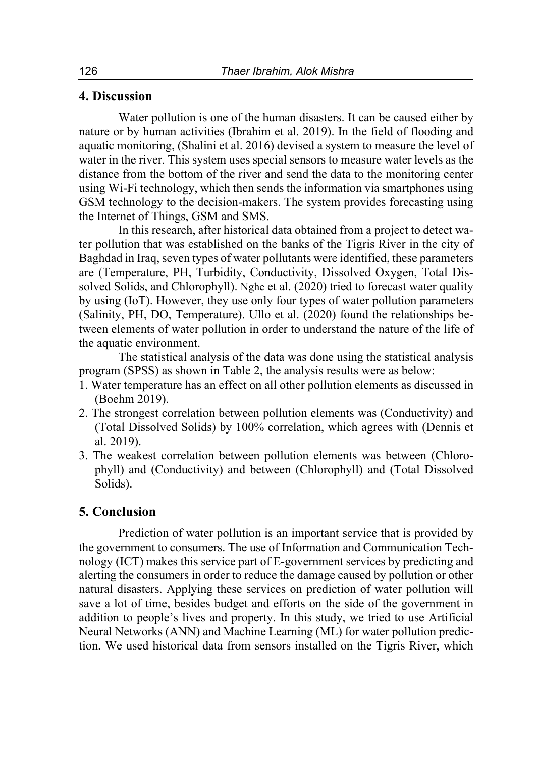## 4. Discussion

Water pollution is one of the human disasters. It can be caused either by nature or by human activities (Ibrahim et al. 2019). In the field of flooding and aquatic monitoring, (Shalini et al. 2016) devised a system to measure the level of water in the river. This system uses special sensors to measure water levels as the distance from the bottom of the river and send the data to the monitoring center using Wi-Fi technology, which then sends the information via smartphones using GSM technology to the decision-makers. The system provides forecasting using the Internet of Things, GSM and SMS.

In this research, after historical data obtained from a project to detect water pollution that was established on the banks of the Tigris River in the city of Baghdad in Iraq, seven types of water pollutants were identified, these parameters are (Temperature, PH, Turbidity, Conductivity, Dissolved Oxygen, Total Dissolved Solids, and Chlorophyll). Nghe et al. (2020) tried to forecast water quality by using (IoT). However, they use only four types of water pollution parameters (Salinity, PH, DO, Temperature). Ullo et al. (2020) found the relationships between elements of water pollution in order to understand the nature of the life of the aquatic environment.

The statistical analysis of the data was done using the statistical analysis program (SPSS) as shown in Table 2, the analysis results were as below:

1. Water temperature has an effect on all other pollution elements as discussed in (Boehm 2019).
2. The strongest correlation between pollution elements was (Conductivity) and (Total Dissolved Solids) by 100% correlation, which agrees with (Dennis et al. 2019).
3. The weakest correlation between pollution elements was between (Chlorophyll) and (Conductivity) and between (Chlorophyll) and (Total Dissolved Solids).

## 5. Conclusion

Prediction of water pollution is an important service that is provided by the government to consumers. The use of Information and Communication Technology (ICT) makes this service part of E-government services by predicting and alerting the consumers in order to reduce the damage caused by pollution or other natural disasters. Applying these services on prediction of water pollution will save a lot of time, besides budget and efforts on the side of the government in addition to people's lives and property. In this study, we tried to use Artificial Neural Networks (ANN) and Machine Learning (ML) for water pollution prediction. We used historical data from sensors installed on the Tigris River, which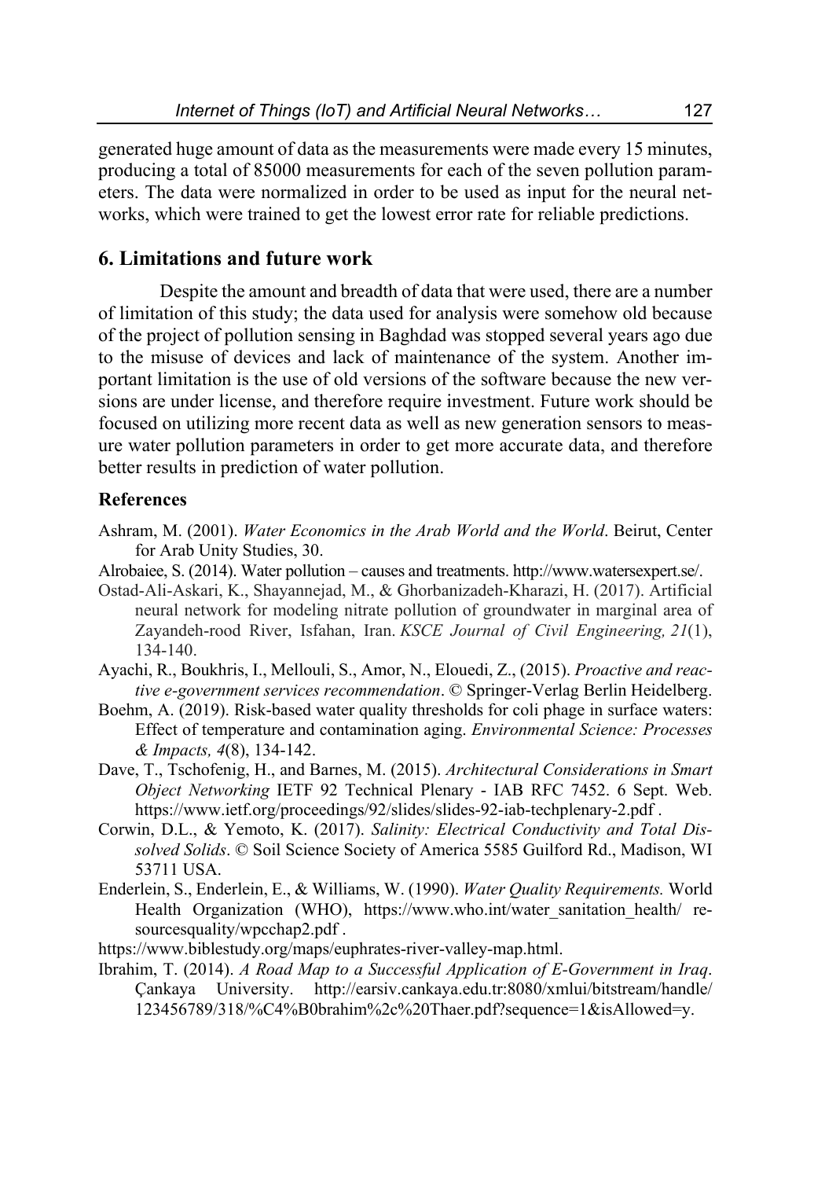generated huge amount of data as the measurements were made every 15 minutes, producing a total of 85000 measurements for each of the seven pollution parameters. The data were normalized in order to be used as input for the neural networks, which were trained to get the lowest error rate for reliable predictions.

## 6. Limitations and future work

Despite the amount and breadth of data that were used, there are a number of limitation of this study; the data used for analysis were somehow old because of the project of pollution sensing in Baghdad was stopped several years ago due to the misuse of devices and lack of maintenance of the system. Another important limitation is the use of old versions of the software because the new versions are under license, and therefore require investment. Future work should be focused on utilizing more recent data as well as new generation sensors to measure water pollution parameters in order to get more accurate data, and therefore better results in prediction of water pollution.

### References

Ashram, M. (2001). *Water Economics in the Arab World and the World*. Beirut, Center for Arab Unity Studies, 30.

Alrobaiee, S. (2014). Water pollution – causes and treatments. http://www.watersexpert.se/.

Ostad-Ali-Askari, K., Shayannejad, M., & Ghorbanizadeh-Kharazi, H. (2017). Artificial neural network for modeling nitrate pollution of groundwater in marginal area of Zayandeh-rood River, Isfahan, Iran. *KSCE Journal of Civil Engineering, 21*(1), 134-140.

Ayachi, R., Boukhris, I., Mellouli, S., Amor, N., Elouedi, Z., (2015). *Proactive and reactive e-government services recommendation*. © Springer-Verlag Berlin Heidelberg.

Boehm, A. (2019). Risk-based water quality thresholds for coli phage in surface waters: Effect of temperature and contamination aging. *Environmental Science: Processes & Impacts, 4*(8), 134-142.

Dave, T., Tschofenig, H., and Barnes, M. (2015). *Architectural Considerations in Smart Object Networking* IETF 92 Technical Plenary - IAB RFC 7452. 6 Sept. Web. https://www.ietf.org/proceedings/92/slides/slides-92-iab-techplenary-2.pdf .

Corwin, D.L., & Yemoto, K. (2017). *Salinity: Electrical Conductivity and Total Dissolved Solids*. © Soil Science Society of America 5585 Guilford Rd., Madison, WI 53711 USA.

Enderlein, S., Enderlein, E., & Williams, W. (1990). *Water Quality Requirements.* World Health Organization (WHO), https://www.who.int/water_sanitation_health/ resourcesquality/wpcchap2.pdf .

https://www.biblestudy.org/maps/euphrates-river-valley-map.html.

Ibrahim, T. (2014). *A Road Map to a Successful Application of E-Government in Iraq*. Çankaya University. http://earsiv.cankaya.edu.tr:8080/xmlui/bitstream/handle/123456789/318/%C4%B0brahim%2c%20Thaer.pdf?sequence=1&isAllowed=y.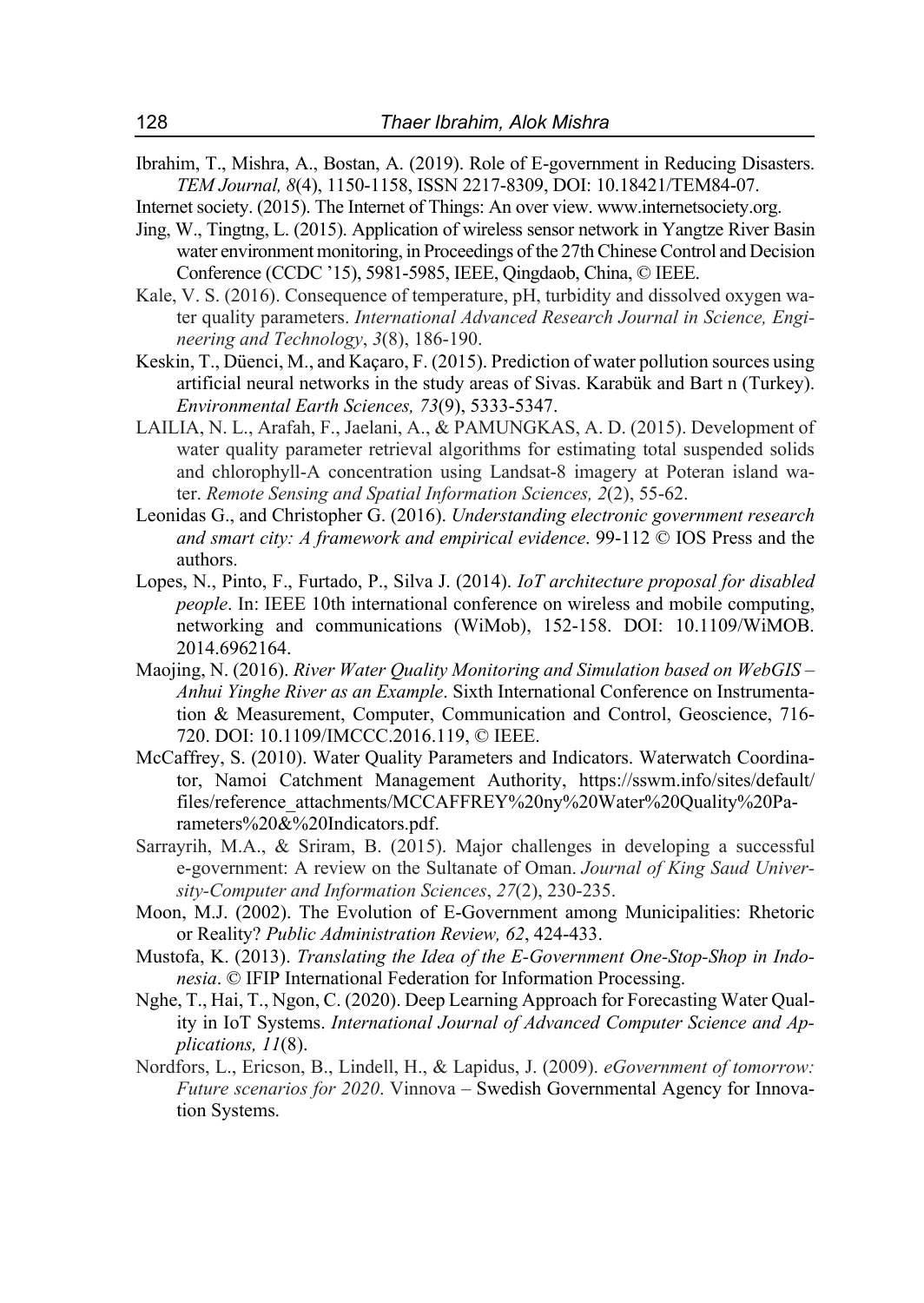Ibrahim, T., Mishra, A., Bostan, A. (2019). Role of E-government in Reducing Disasters. *TEM Journal, 8*(4), 1150-1158, ISSN 2217-8309, DOI: 10.18421/TEM84-07.

Internet society. (2015). The Internet of Things: An over view. www.internetsociety.org.

Jing, W., Tingtng, L. (2015). Application of wireless sensor network in Yangtze River Basin water environment monitoring, in Proceedings of the 27th Chinese Control and Decision Conference (CCDC '15), 5981-5985, IEEE, Qingdaob, China, © IEEE.

Kale, V. S. (2016). Consequence of temperature, pH, turbidity and dissolved oxygen water quality parameters. *International Advanced Research Journal in Science, Engineering and Technology*, *3*(8), 186-190.

Keskin, T., Düenci, M., and Kaçaro, F. (2015). Prediction of water pollution sources using artificial neural networks in the study areas of Sivas. Karabük and Bart n (Turkey). *Environmental Earth Sciences, 73*(9), 5333-5347.

LAILIA, N. L., Arafah, F., Jaelani, A., & PAMUNGKAS, A. D. (2015). Development of water quality parameter retrieval algorithms for estimating total suspended solids and chlorophyll-A concentration using Landsat-8 imagery at Poteran island water. *Remote Sensing and Spatial Information Sciences, 2*(2), 55-62.

Leonidas G., and Christopher G. (2016). *Understanding electronic government research and smart city: A framework and empirical evidence*. 99-112 © IOS Press and the authors.

Lopes, N., Pinto, F., Furtado, P., Silva J. (2014). *IoT architecture proposal for disabled people*. In: IEEE 10th international conference on wireless and mobile computing, networking and communications (WiMob), 152-158. DOI: 10.1109/WiMOB.2014.6962164.

Maojing, N. (2016). *River Water Quality Monitoring and Simulation based on WebGIS – Anhui Yinghe River as an Example*. Sixth International Conference on Instrumentation & Measurement, Computer, Communication and Control, Geoscience, 716-720. DOI: 10.1109/IMCCC.2016.119, © IEEE.

McCaffrey, S. (2010). Water Quality Parameters and Indicators. Waterwatch Coordinator, Namoi Catchment Management Authority, https://sswm.info/sites/default/files/reference_attachments/MCCAFFREY%20ny%20Water%20Quality%20Parameters%20&%20Indicators.pdf.

Sarrayrih, M.A., & Sriram, B. (2015). Major challenges in developing a successful e-government: A review on the Sultanate of Oman. *Journal of King Saud University-Computer and Information Sciences*, *27*(2), 230-235.

Moon, M.J. (2002). The Evolution of E-Government among Municipalities: Rhetoric or Reality? *Public Administration Review, 62*, 424-433.

Mustofa, K. (2013). *Translating the Idea of the E-Government One-Stop-Shop in Indonesia*. © IFIP International Federation for Information Processing.

Nghe, T., Hai, T., Ngon, C. (2020). Deep Learning Approach for Forecasting Water Quality in IoT Systems. *International Journal of Advanced Computer Science and Applications, 11*(8).

Nordfors, L., Ericson, B., Lindell, H., & Lapidus, J. (2009). *eGovernment of tomorrow: Future scenarios for 2020*. Vinnova – Swedish Governmental Agency for Innovation Systems.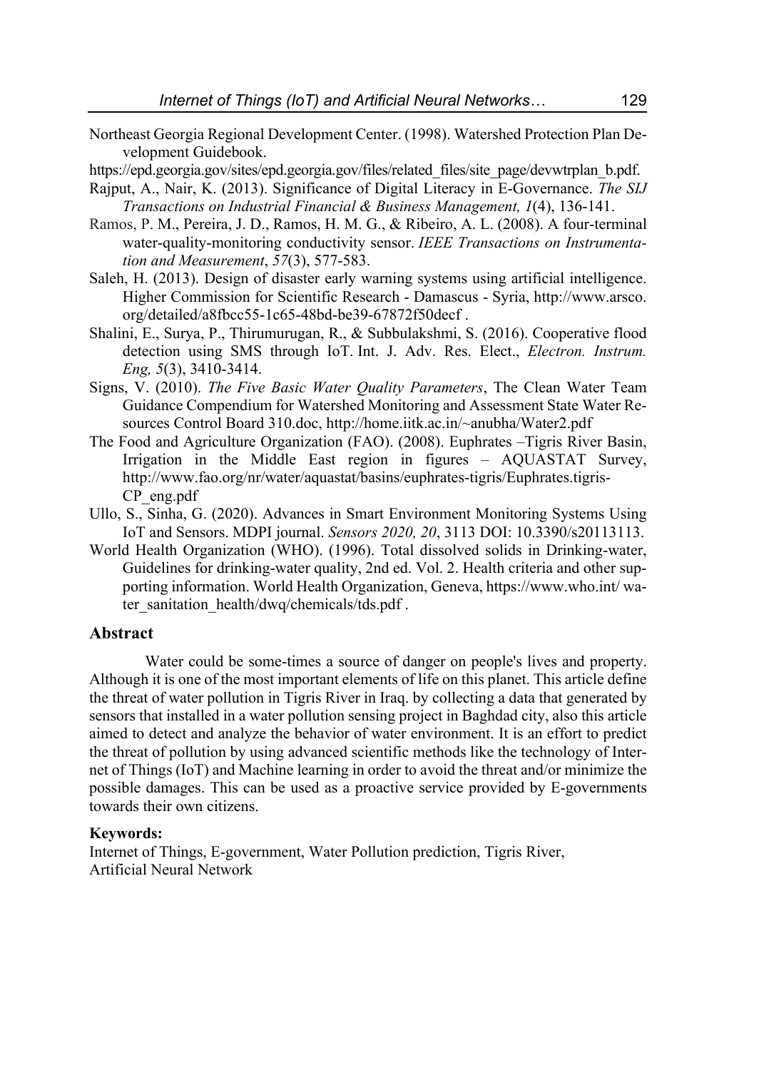Northeast Georgia Regional Development Center. (1998). Watershed Protection Plan Development Guidebook.

https://epd.georgia.gov/sites/epd.georgia.gov/files/related_files/site_page/devwtrplan_b.pdf.

Rajput, A., Nair, K. (2013). Significance of Digital Literacy in E-Governance. *The SIJ Transactions on Industrial Financial & Business Management, 1*(4), 136-141.

Ramos, P. M., Pereira, J. D., Ramos, H. M. G., & Ribeiro, A. L. (2008). A four-terminal water-quality-monitoring conductivity sensor. *IEEE Transactions on Instrumentation and Measurement*, *57*(3), 577-583.

Saleh, H. (2013). Design of disaster early warning systems using artificial intelligence. Higher Commission for Scientific Research - Damascus - Syria, http://www.arsco.org/detailed/a8fbcc55-1c65-48bd-be39-67872f50decf .

Shalini, E., Surya, P., Thirumurugan, R., & Subbulakshmi, S. (2016). Cooperative flood detection using SMS through IoT. Int. J. Adv. Res. Elect., *Electron. Instrum. Eng, 5*(3), 3410-3414.

Signs, V. (2010). *The Five Basic Water Quality Parameters*, The Clean Water Team Guidance Compendium for Watershed Monitoring and Assessment State Water Resources Control Board 310.doc, http://home.iitk.ac.in/~anubha/Water2.pdf

The Food and Agriculture Organization (FAO). (2008). Euphrates –Tigris River Basin, Irrigation in the Middle East region in figures – AQUASTAT Survey, http://www.fao.org/nr/water/aquastat/basins/euphrates-tigris/Euphrates.tigris-CP_eng.pdf

Ullo, S., Sinha, G. (2020). Advances in Smart Environment Monitoring Systems Using IoT and Sensors. MDPI journal. *Sensors 2020, 20*, 3113 DOI: 10.3390/s20113113.

World Health Organization (WHO). (1996). Total dissolved solids in Drinking-water, Guidelines for drinking-water quality, 2nd ed. Vol. 2. Health criteria and other supporting information. World Health Organization, Geneva, https://www.who.int/ water_sanitation_health/dwq/chemicals/tds.pdf .

## Abstract

Water could be some-times a source of danger on people's lives and property. Although it is one of the most important elements of life on this planet. This article define the threat of water pollution in Tigris River in Iraq. by collecting a data that generated by sensors that installed in a water pollution sensing project in Baghdad city, also this article aimed to detect and analyze the behavior of water environment. It is an effort to predict the threat of pollution by using advanced scientific methods like the technology of Internet of Things (IoT) and Machine learning in order to avoid the threat and/or minimize the possible damages. This can be used as a proactive service provided by E-governments towards their own citizens.

**Keywords:**

Internet of Things, E-government, Water Pollution prediction, Tigris River, Artificial Neural Network